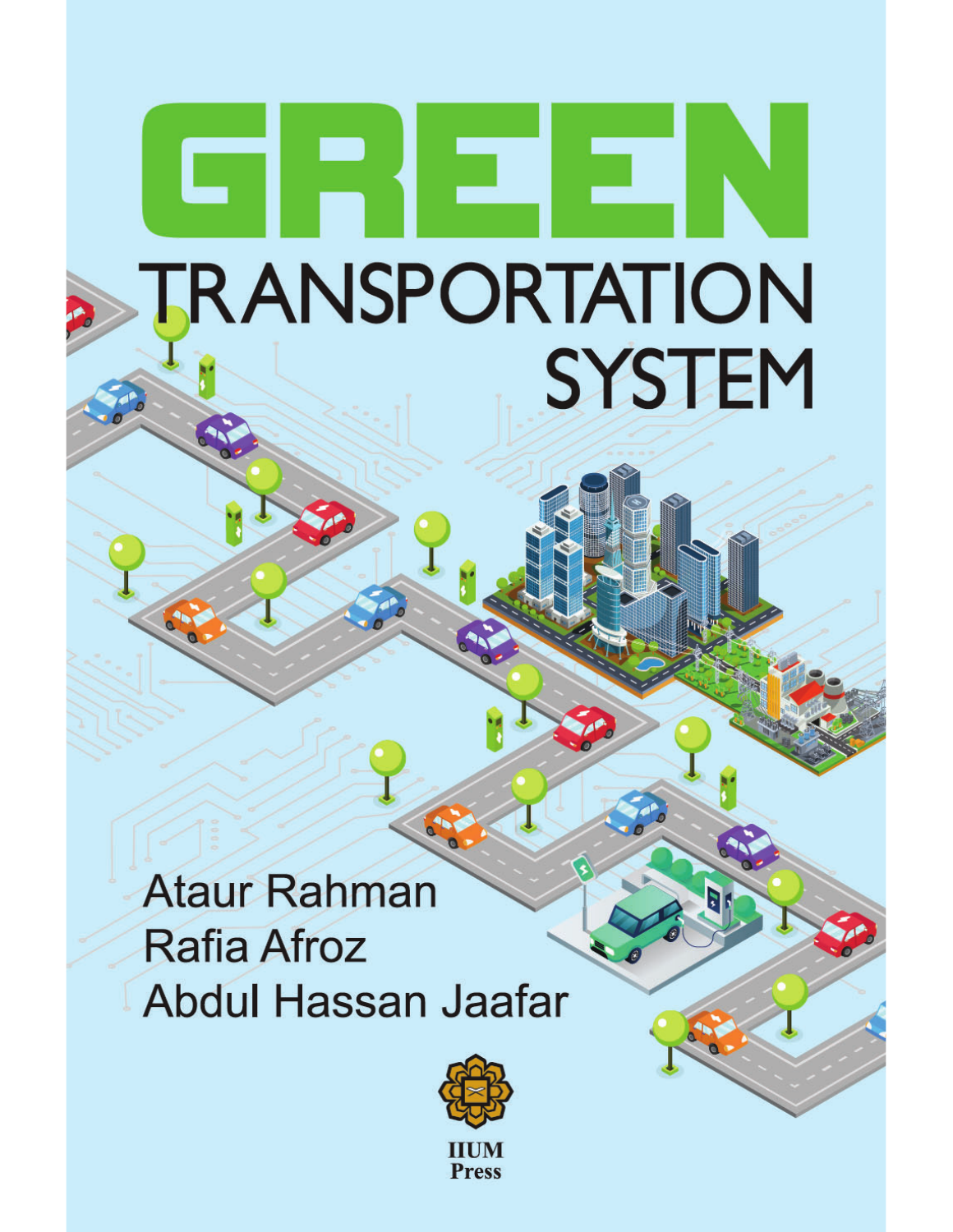# GREEN TRANSPORTATION SYSTEM

Ataur Rahman

Rafia Afroz

Abdul Hassan Jaafar

IIUM Press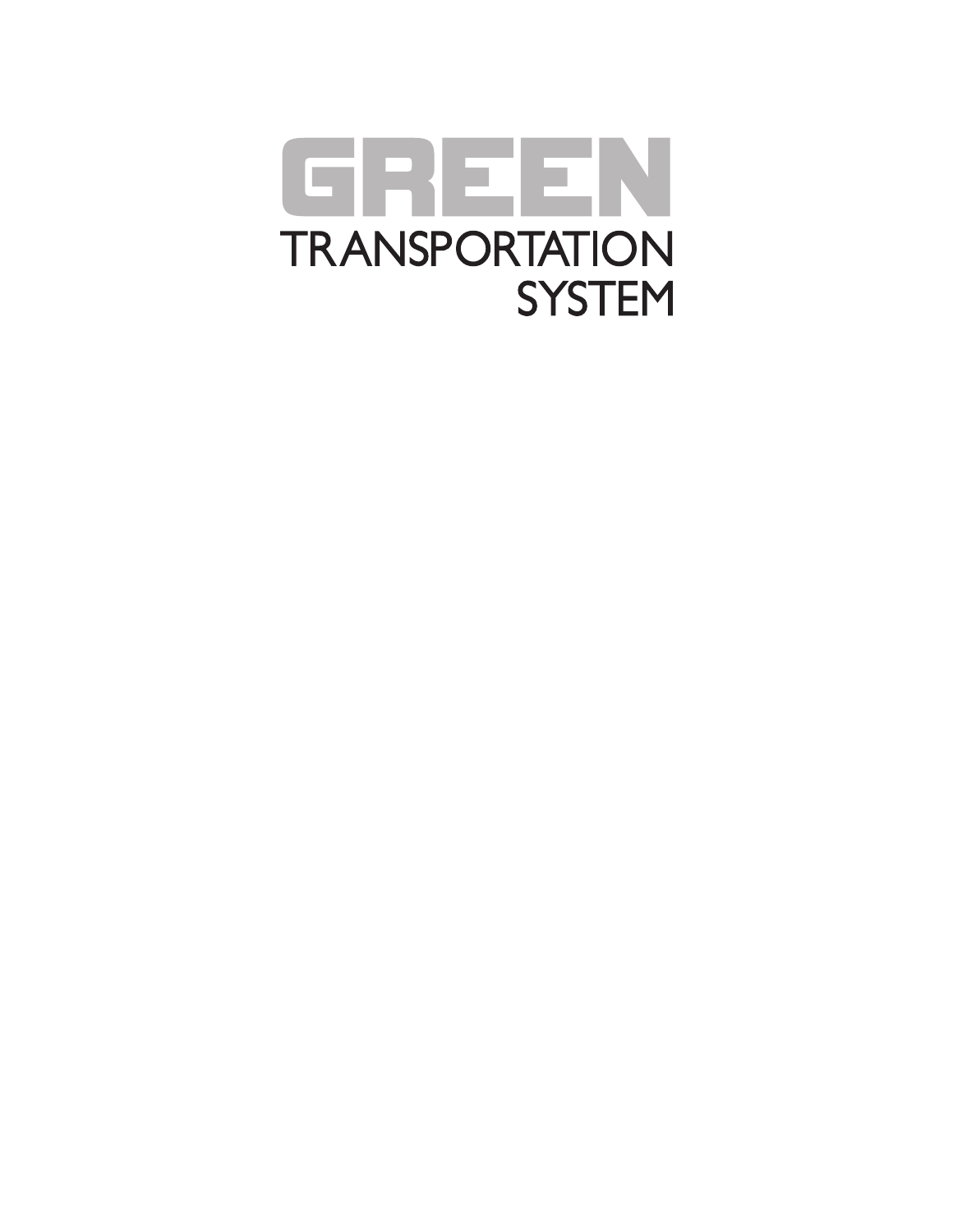# GREEN

TRANSPORTATION
SYSTEM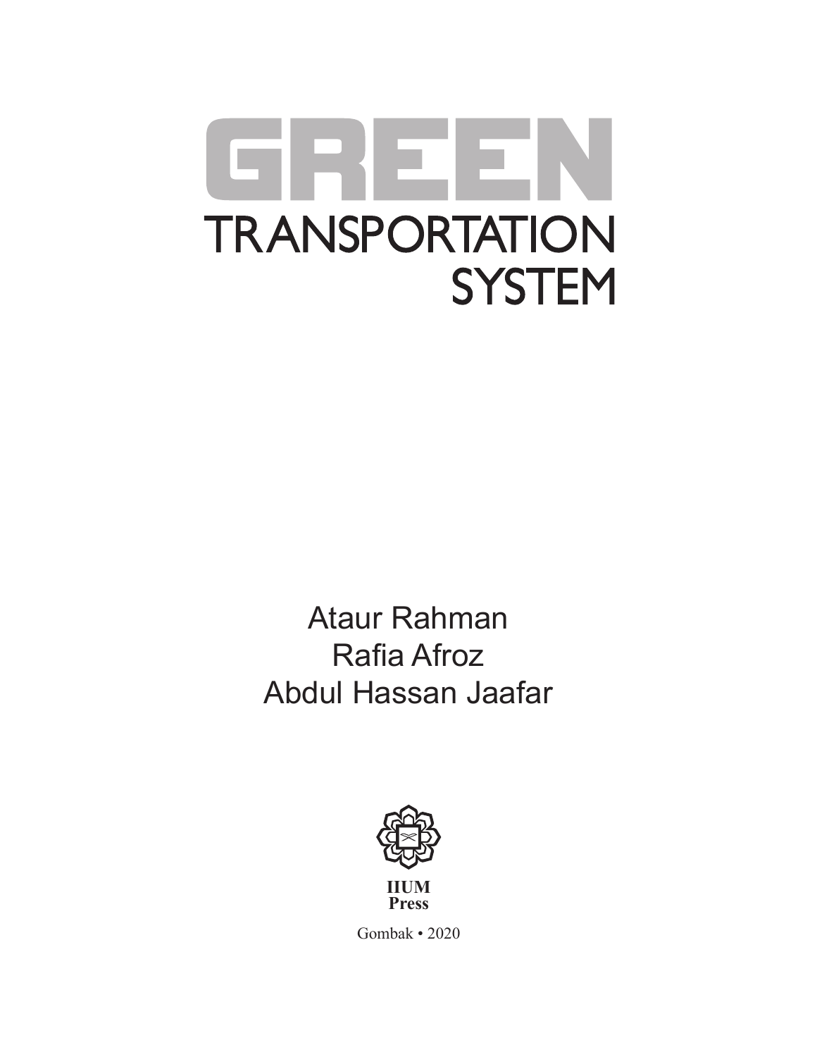# GREEN TRANSPORTATION SYSTEM

Ataur Rahman
Rafia Afroz
Abdul Hassan Jaafar

**IIUM Press**

Gombak • 2020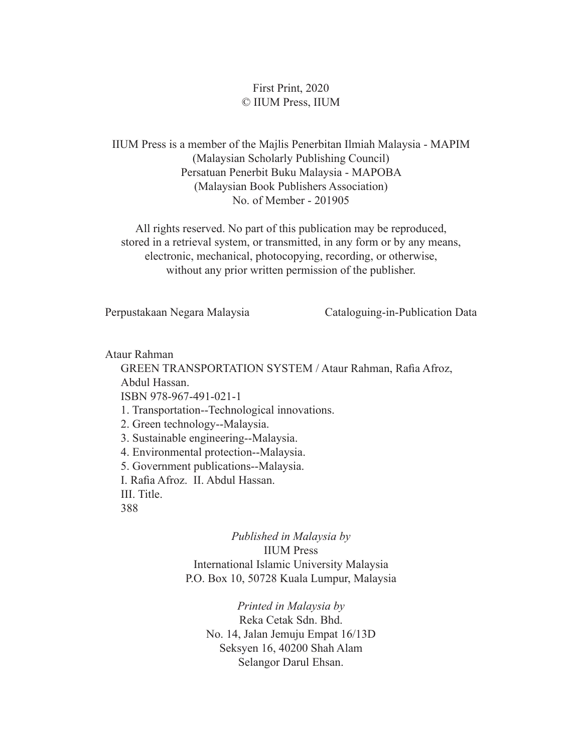First Print, 2020
© IIUM Press, IIUM

IIUM Press is a member of the Majlis Penerbitan Ilmiah Malaysia - MAPIM
(Malaysian Scholarly Publishing Council)
Persatuan Penerbit Buku Malaysia - MAPOBA
(Malaysian Book Publishers Association)
No. of Member - 201905

All rights reserved. No part of this publication may be reproduced, stored in a retrieval system, or transmitted, in any form or by any means, electronic, mechanical, photocopying, recording, or otherwise, without any prior written permission of the publisher.

Perpustakaan Negara Malaysia Cataloguing-in-Publication Data

Ataur Rahman
GREEN TRANSPORTATION SYSTEM / Ataur Rahman, Rafia Afroz, Abdul Hassan.
ISBN 978-967-491-021-1
1. Transportation--Technological innovations.
2. Green technology--Malaysia.
3. Sustainable engineering--Malaysia.
4. Environmental protection--Malaysia.
5. Government publications--Malaysia.
I. Rafia Afroz. II. Abdul Hassan.
III. Title.
388

*Published in Malaysia by*
IIUM Press
International Islamic University Malaysia
P.O. Box 10, 50728 Kuala Lumpur, Malaysia

*Printed in Malaysia by*
Reka Cetak Sdn. Bhd.
No. 14, Jalan Jemuju Empat 16/13D
Seksyen 16, 40200 Shah Alam
Selangor Darul Ehsan.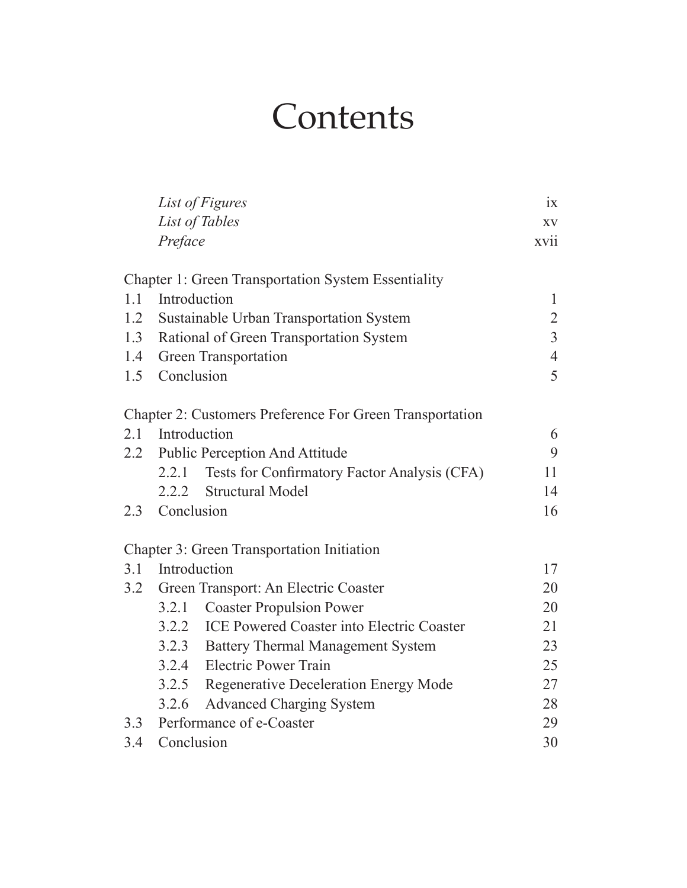# Contents

| | | |
|---|---|---|
| | *List of Figures* | ix |
| | *List of Tables* | xv |
| | *Preface* | xvii |

Chapter 1: Green Transportation System Essentiality

| | | |
|---|---|---|
| 1.1 | Introduction | 1 |
| 1.2 | Sustainable Urban Transportation System | 2 |
| 1.3 | Rational of Green Transportation System | 3 |
| 1.4 | Green Transportation | 4 |
| 1.5 | Conclusion | 5 |

Chapter 2: Customers Preference For Green Transportation

| | | |
|---|---|---|
| 2.1 | Introduction | 6 |
| 2.2 | Public Perception And Attitude | 9 |
| | 2.2.1 Tests for Confirmatory Factor Analysis (CFA) | 11 |
| | 2.2.2 Structural Model | 14 |
| 2.3 | Conclusion | 16 |

Chapter 3: Green Transportation Initiation

| | | |
|---|---|---|
| 3.1 | Introduction | 17 |
| 3.2 | Green Transport: An Electric Coaster | 20 |
| | 3.2.1 Coaster Propulsion Power | 20 |
| | 3.2.2 ICE Powered Coaster into Electric Coaster | 21 |
| | 3.2.3 Battery Thermal Management System | 23 |
| | 3.2.4 Electric Power Train | 25 |
| | 3.2.5 Regenerative Deceleration Energy Mode | 27 |
| | 3.2.6 Advanced Charging System | 28 |
| 3.3 | Performance of e-Coaster | 29 |
| 3.4 | Conclusion | 30 |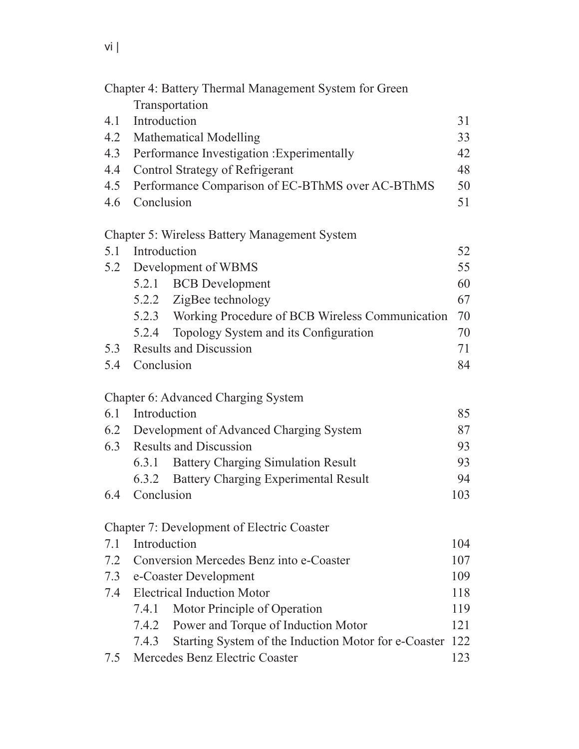Chapter 4: Battery Thermal Management System for Green Transportation

| | | |
|---|---|---|
| 4.1 | Introduction | 31 |
| 4.2 | Mathematical Modelling | 33 |
| 4.3 | Performance Investigation :Experimentally | 42 |
| 4.4 | Control Strategy of Refrigerant | 48 |
| 4.5 | Performance Comparison of EC-BThMS over AC-BThMS | 50 |
| 4.6 | Conclusion | 51 |

Chapter 5: Wireless Battery Management System

| | | |
|---|---|---|
| 5.1 | Introduction | 52 |
| 5.2 | Development of WBMS | 55 |
| | 5.2.1 BCB Development | 60 |
| | 5.2.2 ZigBee technology | 67 |
| | 5.2.3 Working Procedure of BCB Wireless Communication | 70 |
| | 5.2.4 Topology System and its Configuration | 70 |
| 5.3 | Results and Discussion | 71 |
| 5.4 | Conclusion | 84 |

Chapter 6: Advanced Charging System

| | | |
|---|---|---|
| 6.1 | Introduction | 85 |
| 6.2 | Development of Advanced Charging System | 87 |
| 6.3 | Results and Discussion | 93 |
| | 6.3.1 Battery Charging Simulation Result | 93 |
| | 6.3.2 Battery Charging Experimental Result | 94 |
| 6.4 | Conclusion | 103 |

Chapter 7: Development of Electric Coaster

| | | |
|---|---|---|
| 7.1 | Introduction | 104 |
| 7.2 | Conversion Mercedes Benz into e-Coaster | 107 |
| 7.3 | e-Coaster Development | 109 |
| 7.4 | Electrical Induction Motor | 118 |
| | 7.4.1 Motor Principle of Operation | 119 |
| | 7.4.2 Power and Torque of Induction Motor | 121 |
| | 7.4.3 Starting System of the Induction Motor for e-Coaster | 122 |
| 7.5 | Mercedes Benz Electric Coaster | 123 |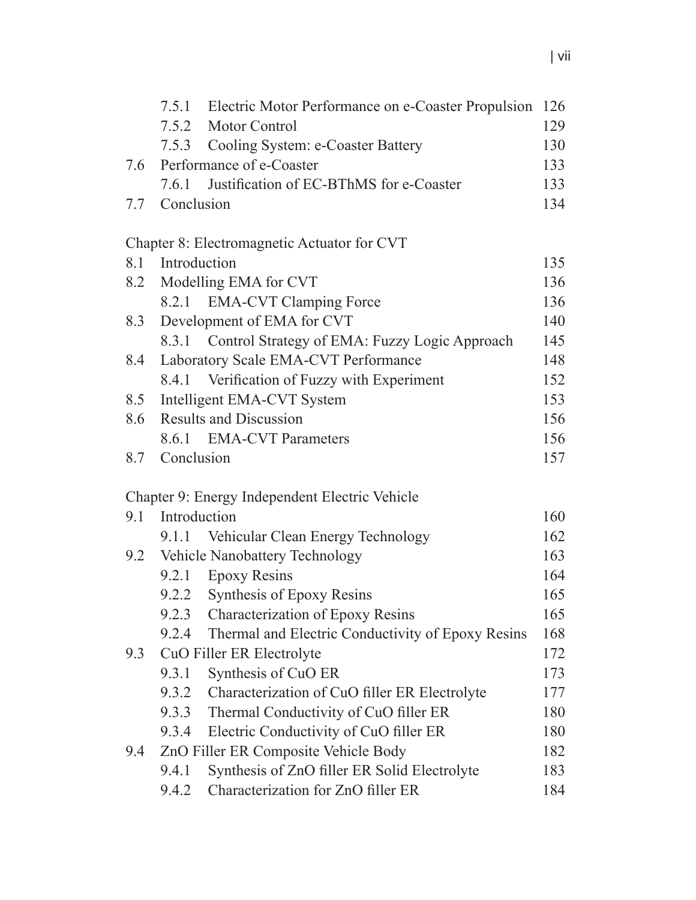| | | |
|---|---|---|
| 7.5.1 | Electric Motor Performance on e-Coaster Propulsion | 126 |
| 7.5.2 | Motor Control | 129 |
| 7.5.3 | Cooling System: e-Coaster Battery | 130 |
| 7.6 | Performance of e-Coaster | 133 |
| 7.6.1 | Justification of EC-BThMS for e-Coaster | 133 |
| 7.7 | Conclusion | 134 |

Chapter 8: Electromagnetic Actuator for CVT

| | | |
|---|---|---|
| 8.1 | Introduction | 135 |
| 8.2 | Modelling EMA for CVT | 136 |
| 8.2.1 | EMA-CVT Clamping Force | 136 |
| 8.3 | Development of EMA for CVT | 140 |
| 8.3.1 | Control Strategy of EMA: Fuzzy Logic Approach | 145 |
| 8.4 | Laboratory Scale EMA-CVT Performance | 148 |
| 8.4.1 | Verification of Fuzzy with Experiment | 152 |
| 8.5 | Intelligent EMA-CVT System | 153 |
| 8.6 | Results and Discussion | 156 |
| 8.6.1 | EMA-CVT Parameters | 156 |
| 8.7 | Conclusion | 157 |

Chapter 9: Energy Independent Electric Vehicle

| | | |
|---|---|---|
| 9.1 | Introduction | 160 |
| 9.1.1 | Vehicular Clean Energy Technology | 162 |
| 9.2 | Vehicle Nanobattery Technology | 163 |
| 9.2.1 | Epoxy Resins | 164 |
| 9.2.2 | Synthesis of Epoxy Resins | 165 |
| 9.2.3 | Characterization of Epoxy Resins | 165 |
| 9.2.4 | Thermal and Electric Conductivity of Epoxy Resins | 168 |
| 9.3 | CuO Filler ER Electrolyte | 172 |
| 9.3.1 | Synthesis of CuO ER | 173 |
| 9.3.2 | Characterization of CuO filler ER Electrolyte | 177 |
| 9.3.3 | Thermal Conductivity of CuO filler ER | 180 |
| 9.3.4 | Electric Conductivity of CuO filler ER | 180 |
| 9.4 | ZnO Filler ER Composite Vehicle Body | 182 |
| 9.4.1 | Synthesis of ZnO filler ER Solid Electrolyte | 183 |
| 9.4.2 | Characterization for ZnO filler ER | 184 |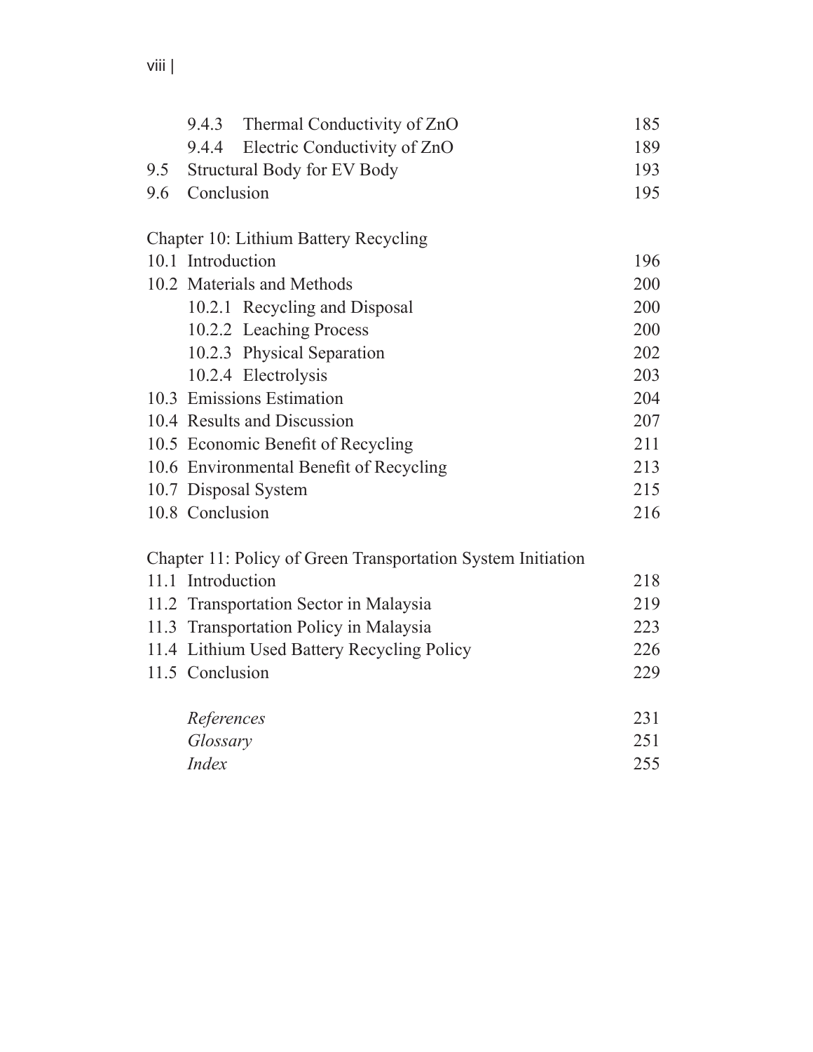| | | |
|---|---|---|
| | 9.4.3 Thermal Conductivity of ZnO | 185 |
| | 9.4.4 Electric Conductivity of ZnO | 189 |
| 9.5 | Structural Body for EV Body | 193 |
| 9.6 | Conclusion | 195 |

**Chapter 10: Lithium Battery Recycling**

| | | |
|---|---|---|
| 10.1 | Introduction | 196 |
| 10.2 | Materials and Methods | 200 |
| | 10.2.1 Recycling and Disposal | 200 |
| | 10.2.2 Leaching Process | 200 |
| | 10.2.3 Physical Separation | 202 |
| | 10.2.4 Electrolysis | 203 |
| 10.3 | Emissions Estimation | 204 |
| 10.4 | Results and Discussion | 207 |
| 10.5 | Economic Benefit of Recycling | 211 |
| 10.6 | Environmental Benefit of Recycling | 213 |
| 10.7 | Disposal System | 215 |
| 10.8 | Conclusion | 216 |

**Chapter 11: Policy of Green Transportation System Initiation**

| | | |
|---|---|---|
| 11.1 | Introduction | 218 |
| 11.2 | Transportation Sector in Malaysia | 219 |
| 11.3 | Transportation Policy in Malaysia | 223 |
| 11.4 | Lithium Used Battery Recycling Policy | 226 |
| 11.5 | Conclusion | 229 |

| | |
|---|---|
| *References* | 231 |
| *Glossary* | 251 |
| *Index* | 255 |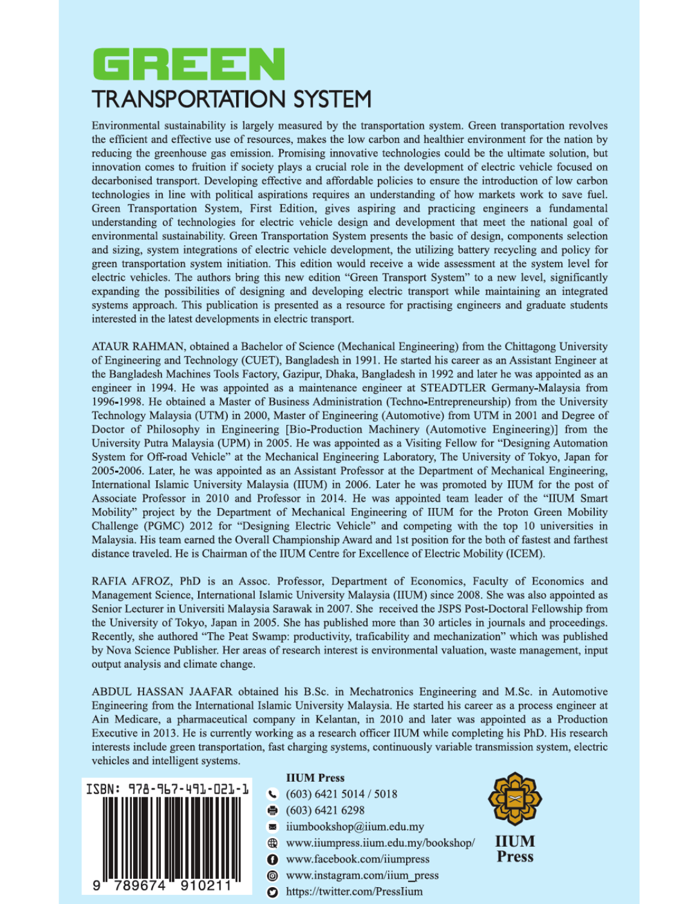# GREEN

## TRANSPORTATION SYSTEM

Environmental sustainability is largely measured by the transportation system. Green transportation revolves the efficient and effective use of resources, makes the low carbon and healthier environment for the nation by reducing the greenhouse gas emission. Promising innovative technologies could be the ultimate solution, but innovation comes to fruition if society plays a crucial role in the development of electric vehicle focused on decarbonised transport. Developing effective and affordable policies to ensure the introduction of low carbon technologies in line with political aspirations requires an understanding of how markets work to save fuel. Green Transportation System, First Edition, gives aspiring and practicing engineers a fundamental understanding of technologies for electric vehicle design and development that meet the national goal of environmental sustainability. Green Transportation System presents the basic of design, components selection and sizing, system integrations of electric vehicle development, the utilizing battery recycling and policy for green transportation system initiation. This edition would receive a wide assessment at the system level for electric vehicles. The authors bring this new edition "Green Transport System" to a new level, significantly expanding the possibilities of designing and developing electric transport while maintaining an integrated systems approach. This publication is presented as a resource for practising engineers and graduate students interested in the latest developments in electric transport.

ATAUR RAHMAN, obtained a Bachelor of Science (Mechanical Engineering) from the Chittagong University of Engineering and Technology (CUET), Bangladesh in 1991. He started his career as an Assistant Engineer at the Bangladesh Machines Tools Factory, Gazipur, Dhaka, Bangladesh in 1992 and later he was appointed as an engineer in 1994. He was appointed as a maintenance engineer at STEADTLER Germany-Malaysia from 1996-1998. He obtained a Master of Business Administration (Techno-Entrepreneurship) from the University Technology Malaysia (UTM) in 2000, Master of Engineering (Automotive) from UTM in 2001 and Degree of Doctor of Philosophy in Engineering [Bio-Production Machinery (Automotive Engineering)] from the University Putra Malaysia (UPM) in 2005. He was appointed as a Visiting Fellow for "Designing Automation System for Off-road Vehicle" at the Mechanical Engineering Laboratory, The University of Tokyo, Japan for 2005-2006. Later, he was appointed as an Assistant Professor at the Department of Mechanical Engineering, International Islamic University Malaysia (IIUM) in 2006. Later he was promoted by IIUM for the post of Associate Professor in 2010 and Professor in 2014. He was appointed team leader of the "IIUM Smart Mobility" project by the Department of Mechanical Engineering of IIUM for the Proton Green Mobility Challenge (PGMC) 2012 for "Designing Electric Vehicle" and competing with the top 10 universities in Malaysia. His team earned the Overall Championship Award and 1st position for the both of fastest and farthest distance traveled. He is Chairman of the IIUM Centre for Excellence of Electric Mobility (ICEM).

RAFIA AFROZ, PhD is an Assoc. Professor, Department of Economics, Faculty of Economics and Management Science, International Islamic University Malaysia (IIUM) since 2008. She was also appointed as Senior Lecturer in Universiti Malaysia Sarawak in 2007. She received the JSPS Post-Doctoral Fellowship from the University of Tokyo, Japan in 2005. She has published more than 30 articles in journals and proceedings. Recently, she authored "The Peat Swamp: productivity, traficability and mechanization" which was published by Nova Science Publisher. Her areas of research interest is environmental valuation, waste management, input output analysis and climate change.

ABDUL HASSAN JAAFAR obtained his B.Sc. in Mechatronics Engineering and M.Sc. in Automotive Engineering from the International Islamic University Malaysia. He started his career as a process engineer at Ain Medicare, a pharmaceutical company in Kelantan, in 2010 and later was appointed as a Production Executive in 2013. He is currently working as a research officer IIUM while completing his PhD. His research interests include green transportation, fast charging systems, continuously variable transmission system, electric vehicles and intelligent systems.

ISBN: 978-967-491-021-1

9 789674 910211

**IIUM Press**

(603) 6421 5014 / 5018

(603) 6421 6298

iiumbookshop@iium.edu.my

www.iiumpress.iium.edu.my/bookshop/

www.facebook.com/iiumpress

www.instagram.com/iium_press

https://twitter.com/PressIium

**IIUM Press**